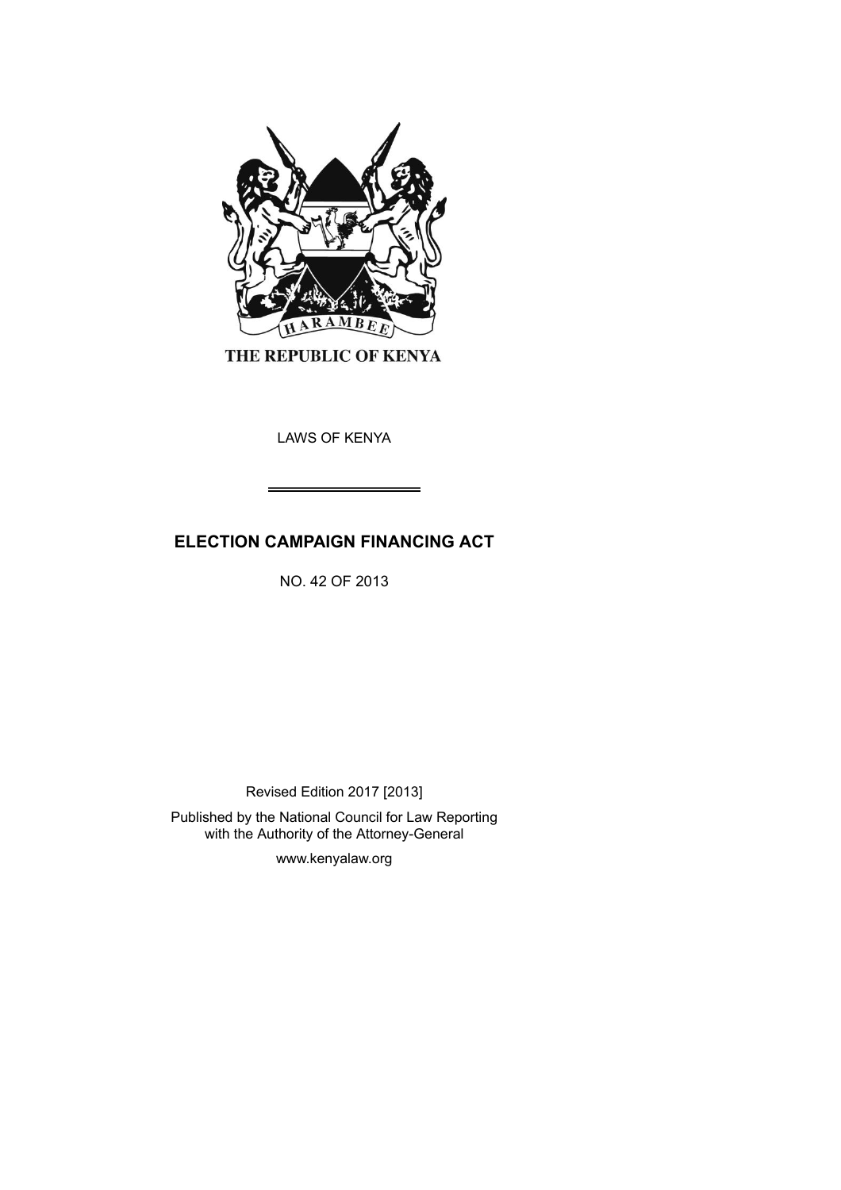THE REPUBLIC OF KENYA

LAWS OF KENYA

# ELECTION CAMPAIGN FINANCING ACT

NO. 42 OF 2013

Revised Edition 2017 [2013]

Published by the National Council for Law Reporting with the Authority of the Attorney-General

www.kenyalaw.org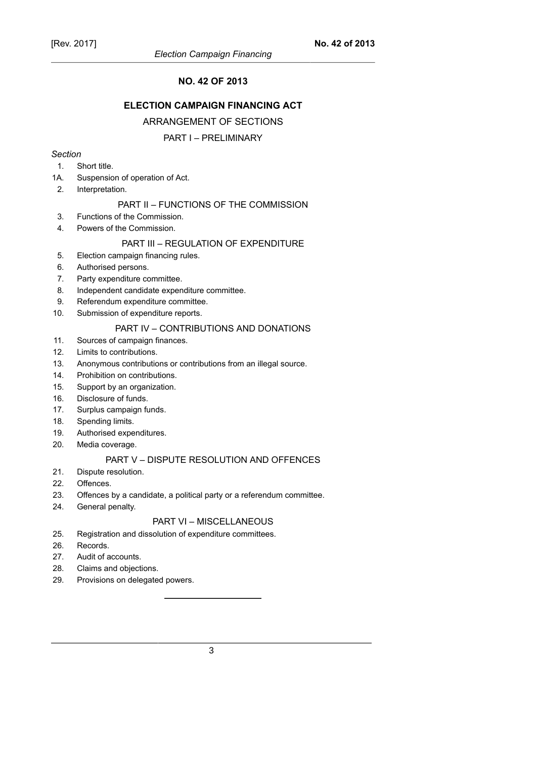# NO. 42 OF 2013

## ELECTION CAMPAIGN FINANCING ACT

ARRANGEMENT OF SECTIONS

### PART I – PRELIMINARY

*Section*

1. Short title.

1A. Suspension of operation of Act.

2. Interpretation.

### PART II – FUNCTIONS OF THE COMMISSION

3. Functions of the Commission.
4. Powers of the Commission.

### PART III – REGULATION OF EXPENDITURE

5. Election campaign financing rules.
6. Authorised persons.
7. Party expenditure committee.
8. Independent candidate expenditure committee.
9. Referendum expenditure committee.
10. Submission of expenditure reports.

### PART IV – CONTRIBUTIONS AND DONATIONS

11. Sources of campaign finances.
12. Limits to contributions.
13. Anonymous contributions or contributions from an illegal source.
14. Prohibition on contributions.
15. Support by an organization.
16. Disclosure of funds.
17. Surplus campaign funds.
18. Spending limits.
19. Authorised expenditures.
20. Media coverage.

### PART V – DISPUTE RESOLUTION AND OFFENCES

21. Dispute resolution.
22. Offences.
23. Offences by a candidate, a political party or a referendum committee.
24. General penalty.

### PART VI – MISCELLANEOUS

25. Registration and dissolution of expenditure committees.
26. Records.
27. Audit of accounts.
28. Claims and objections.
29. Provisions on delegated powers.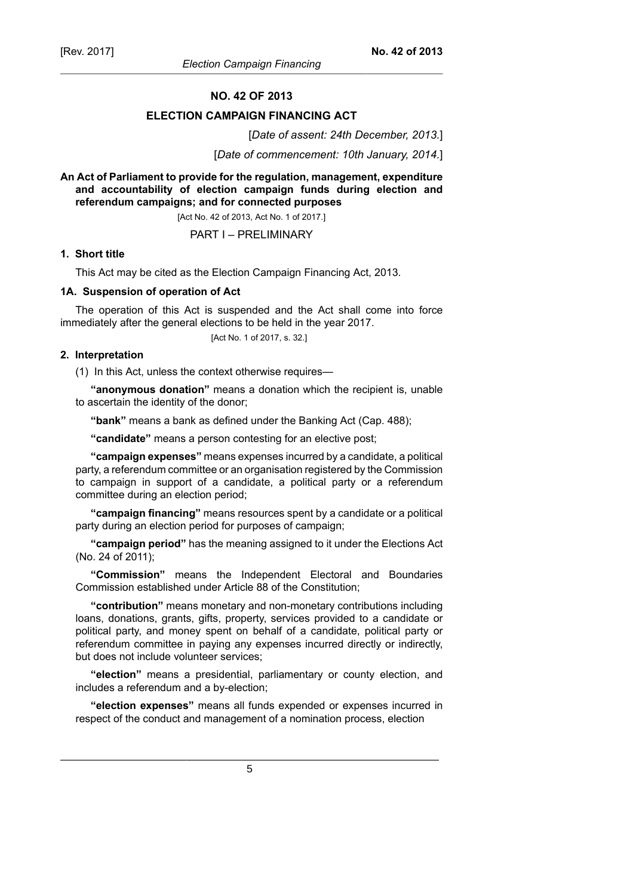# NO. 42 OF 2013

## ELECTION CAMPAIGN FINANCING ACT

[*Date of assent: 24th December, 2013.*]

[*Date of commencement: 10th January, 2014.*]

**An Act of Parliament to provide for the regulation, management, expenditure and accountability of election campaign funds during election and referendum campaigns; and for connected purposes**

[Act No. 42 of 2013, Act No. 1 of 2017.]

PART I – PRELIMINARY

### 1. Short title

This Act may be cited as the Election Campaign Financing Act, 2013.

### 1A. Suspension of operation of Act

The operation of this Act is suspended and the Act shall come into force immediately after the general elections to be held in the year 2017.

[Act No. 1 of 2017, s. 32.]

### 2. Interpretation

(1) In this Act, unless the context otherwise requires—

**"anonymous donation"** means a donation which the recipient is, unable to ascertain the identity of the donor;

**"bank"** means a bank as defined under the Banking Act (Cap. 488);

**"candidate"** means a person contesting for an elective post;

**"campaign expenses"** means expenses incurred by a candidate, a political party, a referendum committee or an organisation registered by the Commission to campaign in support of a candidate, a political party or a referendum committee during an election period;

**"campaign financing"** means resources spent by a candidate or a political party during an election period for purposes of campaign;

**"campaign period"** has the meaning assigned to it under the Elections Act (No. 24 of 2011);

**"Commission"** means the Independent Electoral and Boundaries Commission established under Article 88 of the Constitution;

**"contribution"** means monetary and non-monetary contributions including loans, donations, grants, gifts, property, services provided to a candidate or political party, and money spent on behalf of a candidate, political party or referendum committee in paying any expenses incurred directly or indirectly, but does not include volunteer services;

**"election"** means a presidential, parliamentary or county election, and includes a referendum and a by-election;

**"election expenses"** means all funds expended or expenses incurred in respect of the conduct and management of a nomination process, election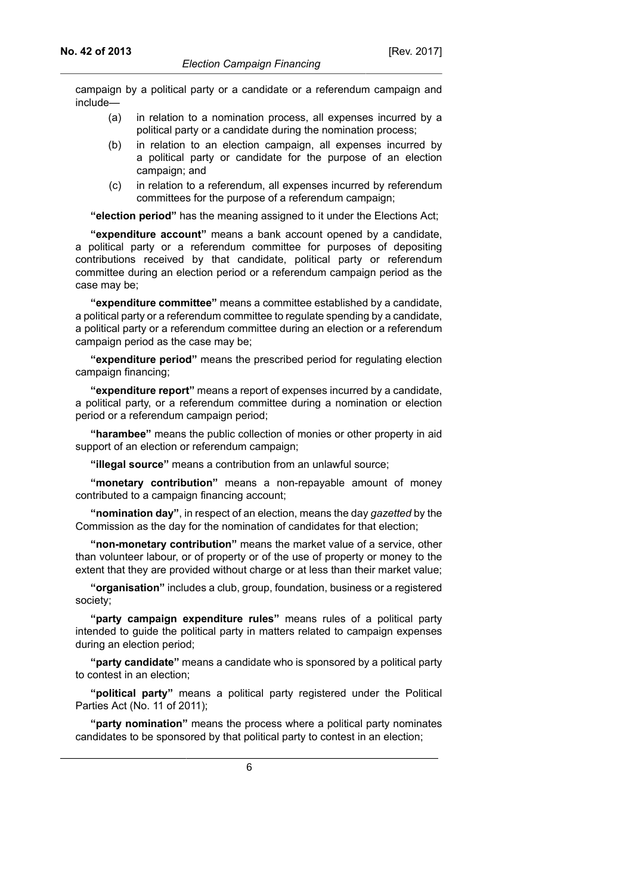campaign by a political party or a candidate or a referendum campaign and include—

(a) in relation to a nomination process, all expenses incurred by a political party or a candidate during the nomination process;

(b) in relation to an election campaign, all expenses incurred by a political party or candidate for the purpose of an election campaign; and

(c) in relation to a referendum, all expenses incurred by referendum committees for the purpose of a referendum campaign;

**"election period"** has the meaning assigned to it under the Elections Act;

**"expenditure account"** means a bank account opened by a candidate, a political party or a referendum committee for purposes of depositing contributions received by that candidate, political party or referendum committee during an election period or a referendum campaign period as the case may be;

**"expenditure committee"** means a committee established by a candidate, a political party or a referendum committee to regulate spending by a candidate, a political party or a referendum committee during an election or a referendum campaign period as the case may be;

**"expenditure period"** means the prescribed period for regulating election campaign financing;

**"expenditure report"** means a report of expenses incurred by a candidate, a political party, or a referendum committee during a nomination or election period or a referendum campaign period;

**"harambee"** means the public collection of monies or other property in aid support of an election or referendum campaign;

**"illegal source"** means a contribution from an unlawful source;

**"monetary contribution"** means a non-repayable amount of money contributed to a campaign financing account;

**"nomination day"**, in respect of an election, means the day *gazetted* by the Commission as the day for the nomination of candidates for that election;

**"non-monetary contribution"** means the market value of a service, other than volunteer labour, or of property or of the use of property or money to the extent that they are provided without charge or at less than their market value;

**"organisation"** includes a club, group, foundation, business or a registered society;

**"party campaign expenditure rules"** means rules of a political party intended to guide the political party in matters related to campaign expenses during an election period;

**"party candidate"** means a candidate who is sponsored by a political party to contest in an election;

**"political party"** means a political party registered under the Political Parties Act (No. 11 of 2011);

**"party nomination"** means the process where a political party nominates candidates to be sponsored by that political party to contest in an election;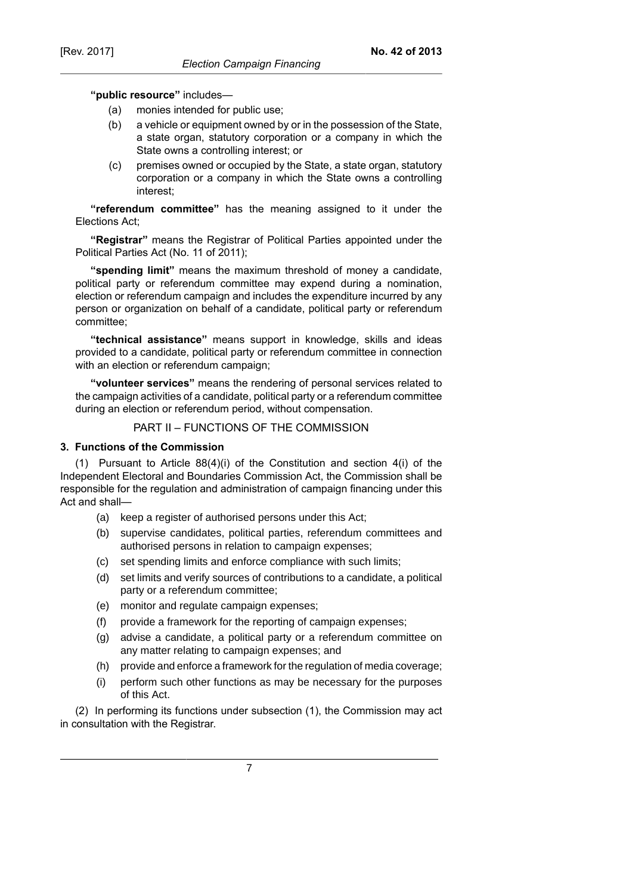**"public resource"** includes—

- (a) monies intended for public use;
- (b) a vehicle or equipment owned by or in the possession of the State, a state organ, statutory corporation or a company in which the State owns a controlling interest; or
- (c) premises owned or occupied by the State, a state organ, statutory corporation or a company in which the State owns a controlling interest;

**"referendum committee"** has the meaning assigned to it under the Elections Act;

**"Registrar"** means the Registrar of Political Parties appointed under the Political Parties Act (No. 11 of 2011);

**"spending limit"** means the maximum threshold of money a candidate, political party or referendum committee may expend during a nomination, election or referendum campaign and includes the expenditure incurred by any person or organization on behalf of a candidate, political party or referendum committee;

**"technical assistance"** means support in knowledge, skills and ideas provided to a candidate, political party or referendum committee in connection with an election or referendum campaign;

**"volunteer services"** means the rendering of personal services related to the campaign activities of a candidate, political party or a referendum committee during an election or referendum period, without compensation.

## PART II – FUNCTIONS OF THE COMMISSION

### 3. Functions of the Commission

(1) Pursuant to Article 88(4)(i) of the Constitution and section 4(i) of the Independent Electoral and Boundaries Commission Act, the Commission shall be responsible for the regulation and administration of campaign financing under this Act and shall—

- (a) keep a register of authorised persons under this Act;
- (b) supervise candidates, political parties, referendum committees and authorised persons in relation to campaign expenses;
- (c) set spending limits and enforce compliance with such limits;
- (d) set limits and verify sources of contributions to a candidate, a political party or a referendum committee;
- (e) monitor and regulate campaign expenses;
- (f) provide a framework for the reporting of campaign expenses;
- (g) advise a candidate, a political party or a referendum committee on any matter relating to campaign expenses; and
- (h) provide and enforce a framework for the regulation of media coverage;
- (i) perform such other functions as may be necessary for the purposes of this Act.

(2) In performing its functions under subsection (1), the Commission may act in consultation with the Registrar.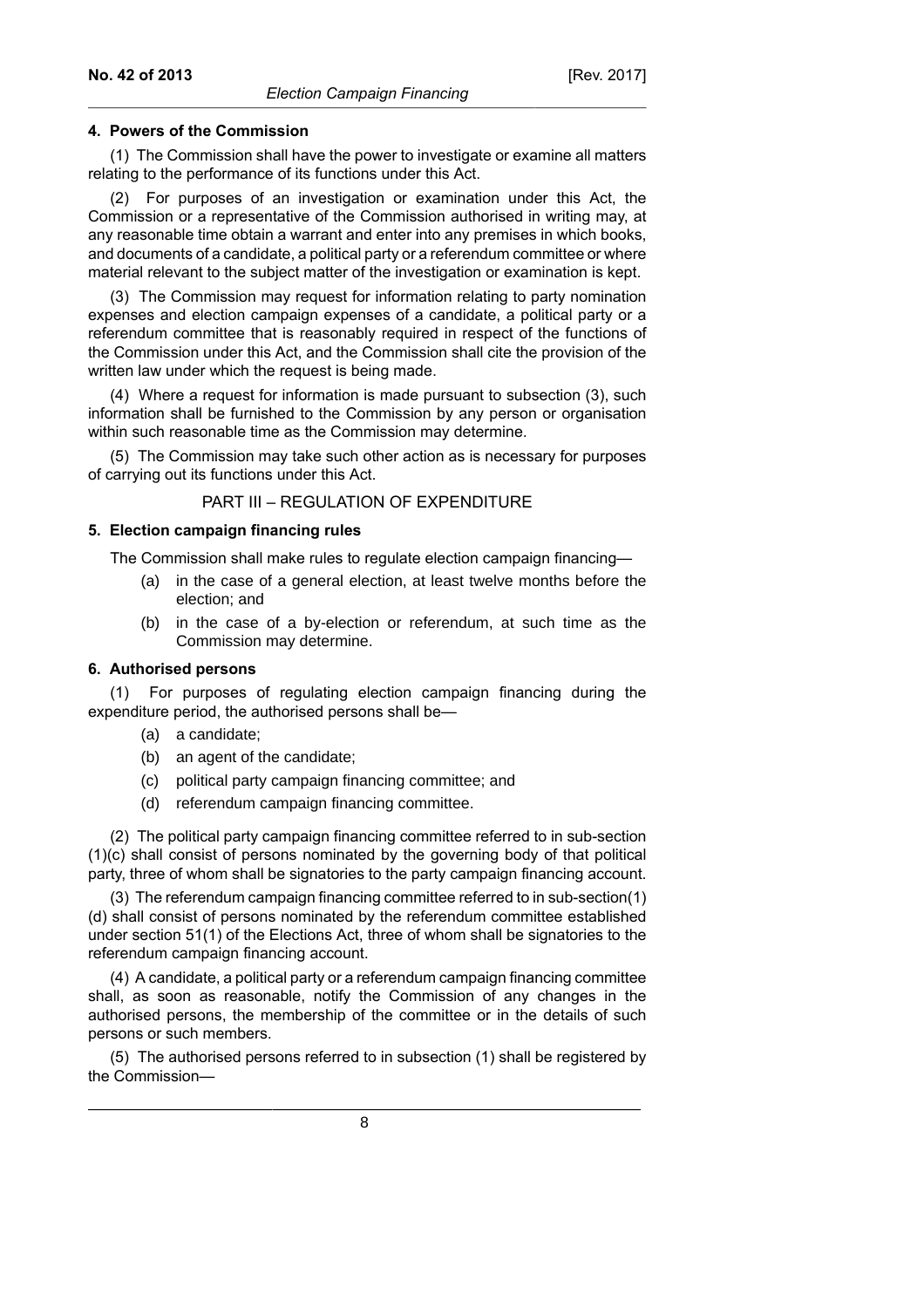**4. Powers of the Commission**

(1) The Commission shall have the power to investigate or examine all matters relating to the performance of its functions under this Act.

(2) For purposes of an investigation or examination under this Act, the Commission or a representative of the Commission authorised in writing may, at any reasonable time obtain a warrant and enter into any premises in which books, and documents of a candidate, a political party or a referendum committee or where material relevant to the subject matter of the investigation or examination is kept.

(3) The Commission may request for information relating to party nomination expenses and election campaign expenses of a candidate, a political party or a referendum committee that is reasonably required in respect of the functions of the Commission under this Act, and the Commission shall cite the provision of the written law under which the request is being made.

(4) Where a request for information is made pursuant to subsection (3), such information shall be furnished to the Commission by any person or organisation within such reasonable time as the Commission may determine.

(5) The Commission may take such other action as is necessary for purposes of carrying out its functions under this Act.

## PART III – REGULATION OF EXPENDITURE

**5. Election campaign financing rules**

The Commission shall make rules to regulate election campaign financing—

- (a) in the case of a general election, at least twelve months before the election; and
- (b) in the case of a by-election or referendum, at such time as the Commission may determine.

**6. Authorised persons**

(1) For purposes of regulating election campaign financing during the expenditure period, the authorised persons shall be—

- (a) a candidate;
- (b) an agent of the candidate;
- (c) political party campaign financing committee; and
- (d) referendum campaign financing committee.

(2) The political party campaign financing committee referred to in sub-section (1)(c) shall consist of persons nominated by the governing body of that political party, three of whom shall be signatories to the party campaign financing account.

(3) The referendum campaign financing committee referred to in sub-section(1)(d) shall consist of persons nominated by the referendum committee established under section 51(1) of the Elections Act, three of whom shall be signatories to the referendum campaign financing account.

(4) A candidate, a political party or a referendum campaign financing committee shall, as soon as reasonable, notify the Commission of any changes in the authorised persons, the membership of the committee or in the details of such persons or such members.

(5) The authorised persons referred to in subsection (1) shall be registered by the Commission—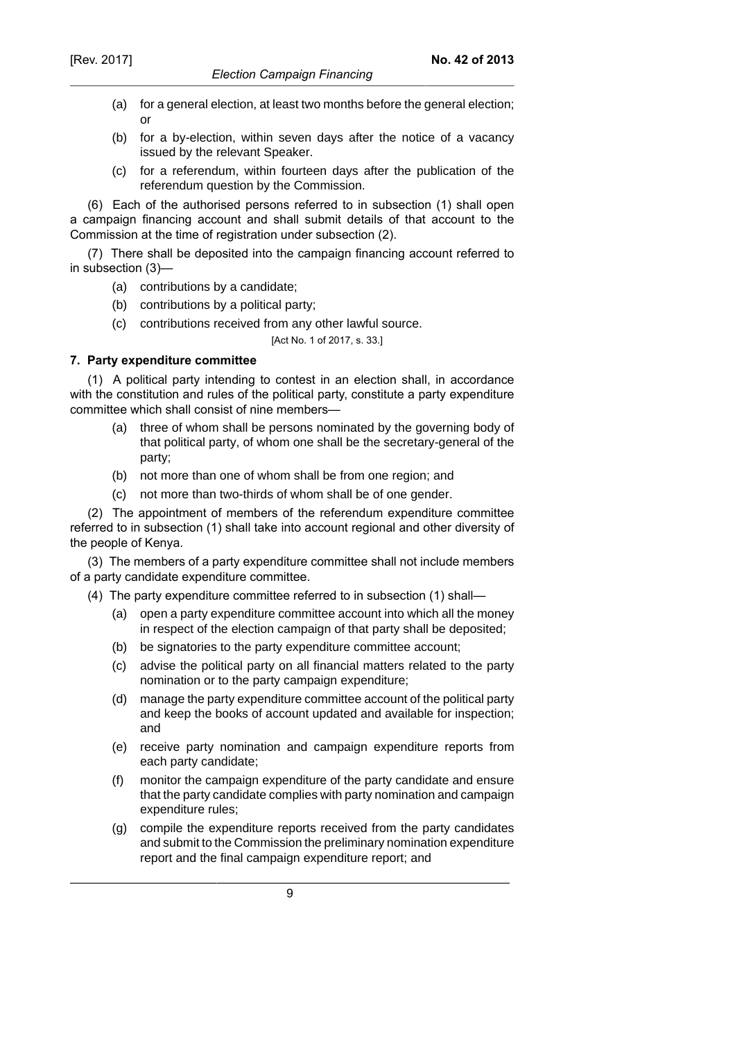(a) for a general election, at least two months before the general election; or

(b) for a by-election, within seven days after the notice of a vacancy issued by the relevant Speaker.

(c) for a referendum, within fourteen days after the publication of the referendum question by the Commission.

(6) Each of the authorised persons referred to in subsection (1) shall open a campaign financing account and shall submit details of that account to the Commission at the time of registration under subsection (2).

(7) There shall be deposited into the campaign financing account referred to in subsection (3)—

(a) contributions by a candidate;

(b) contributions by a political party;

(c) contributions received from any other lawful source.

[Act No. 1 of 2017, s. 33.]

**7. Party expenditure committee**

(1) A political party intending to contest in an election shall, in accordance with the constitution and rules of the political party, constitute a party expenditure committee which shall consist of nine members—

(a) three of whom shall be persons nominated by the governing body of that political party, of whom one shall be the secretary-general of the party;

(b) not more than one of whom shall be from one region; and

(c) not more than two-thirds of whom shall be of one gender.

(2) The appointment of members of the referendum expenditure committee referred to in subsection (1) shall take into account regional and other diversity of the people of Kenya.

(3) The members of a party expenditure committee shall not include members of a party candidate expenditure committee.

(4) The party expenditure committee referred to in subsection (1) shall—

(a) open a party expenditure committee account into which all the money in respect of the election campaign of that party shall be deposited;

(b) be signatories to the party expenditure committee account;

(c) advise the political party on all financial matters related to the party nomination or to the party campaign expenditure;

(d) manage the party expenditure committee account of the political party and keep the books of account updated and available for inspection; and

(e) receive party nomination and campaign expenditure reports from each party candidate;

(f) monitor the campaign expenditure of the party candidate and ensure that the party candidate complies with party nomination and campaign expenditure rules;

(g) compile the expenditure reports received from the party candidates and submit to the Commission the preliminary nomination expenditure report and the final campaign expenditure report; and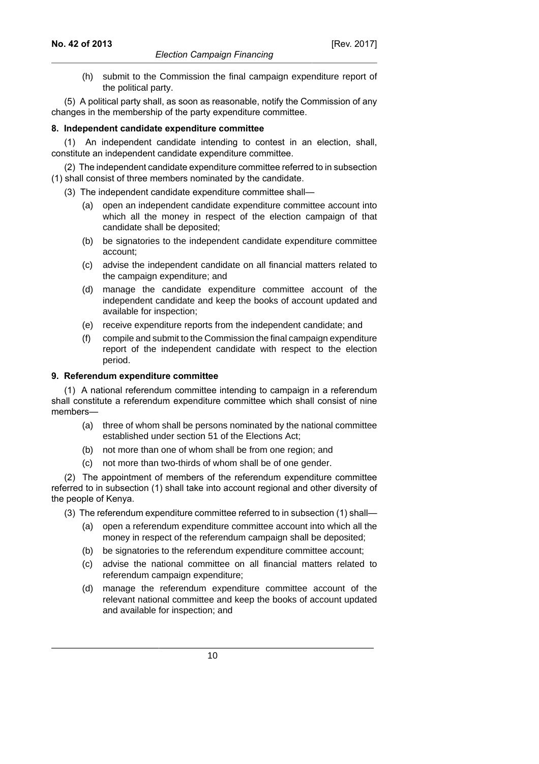(h) submit to the Commission the final campaign expenditure report of the political party.

(5) A political party shall, as soon as reasonable, notify the Commission of any changes in the membership of the party expenditure committee.

**8. Independent candidate expenditure committee**

(1) An independent candidate intending to contest in an election, shall, constitute an independent candidate expenditure committee.

(2) The independent candidate expenditure committee referred to in subsection (1) shall consist of three members nominated by the candidate.

(3) The independent candidate expenditure committee shall—

(a) open an independent candidate expenditure committee account into which all the money in respect of the election campaign of that candidate shall be deposited;

(b) be signatories to the independent candidate expenditure committee account;

(c) advise the independent candidate on all financial matters related to the campaign expenditure; and

(d) manage the candidate expenditure committee account of the independent candidate and keep the books of account updated and available for inspection;

(e) receive expenditure reports from the independent candidate; and

(f) compile and submit to the Commission the final campaign expenditure report of the independent candidate with respect to the election period.

**9. Referendum expenditure committee**

(1) A national referendum committee intending to campaign in a referendum shall constitute a referendum expenditure committee which shall consist of nine members—

(a) three of whom shall be persons nominated by the national committee established under section 51 of the Elections Act;

(b) not more than one of whom shall be from one region; and

(c) not more than two-thirds of whom shall be of one gender.

(2) The appointment of members of the referendum expenditure committee referred to in subsection (1) shall take into account regional and other diversity of the people of Kenya.

(3) The referendum expenditure committee referred to in subsection (1) shall—

(a) open a referendum expenditure committee account into which all the money in respect of the referendum campaign shall be deposited;

(b) be signatories to the referendum expenditure committee account;

(c) advise the national committee on all financial matters related to referendum campaign expenditure;

(d) manage the referendum expenditure committee account of the relevant national committee and keep the books of account updated and available for inspection; and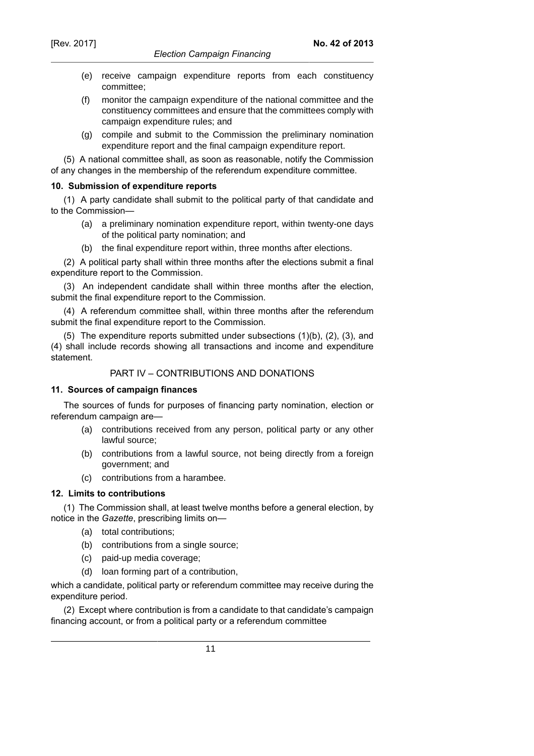(e) receive campaign expenditure reports from each constituency committee;

(f) monitor the campaign expenditure of the national committee and the constituency committees and ensure that the committees comply with campaign expenditure rules; and

(g) compile and submit to the Commission the preliminary nomination expenditure report and the final campaign expenditure report.

(5) A national committee shall, as soon as reasonable, notify the Commission of any changes in the membership of the referendum expenditure committee.

**10. Submission of expenditure reports**

(1) A party candidate shall submit to the political party of that candidate and to the Commission—

(a) a preliminary nomination expenditure report, within twenty-one days of the political party nomination; and

(b) the final expenditure report within, three months after elections.

(2) A political party shall within three months after the elections submit a final expenditure report to the Commission.

(3) An independent candidate shall within three months after the election, submit the final expenditure report to the Commission.

(4) A referendum committee shall, within three months after the referendum submit the final expenditure report to the Commission.

(5) The expenditure reports submitted under subsections (1)(b), (2), (3), and (4) shall include records showing all transactions and income and expenditure statement.

## PART IV – CONTRIBUTIONS AND DONATIONS

**11. Sources of campaign finances**

The sources of funds for purposes of financing party nomination, election or referendum campaign are—

(a) contributions received from any person, political party or any other lawful source;

(b) contributions from a lawful source, not being directly from a foreign government; and

(c) contributions from a harambee.

**12. Limits to contributions**

(1) The Commission shall, at least twelve months before a general election, by notice in the *Gazette*, prescribing limits on—

(a) total contributions;

(b) contributions from a single source;

(c) paid-up media coverage;

(d) loan forming part of a contribution,

which a candidate, political party or referendum committee may receive during the expenditure period.

(2) Except where contribution is from a candidate to that candidate's campaign financing account, or from a political party or a referendum committee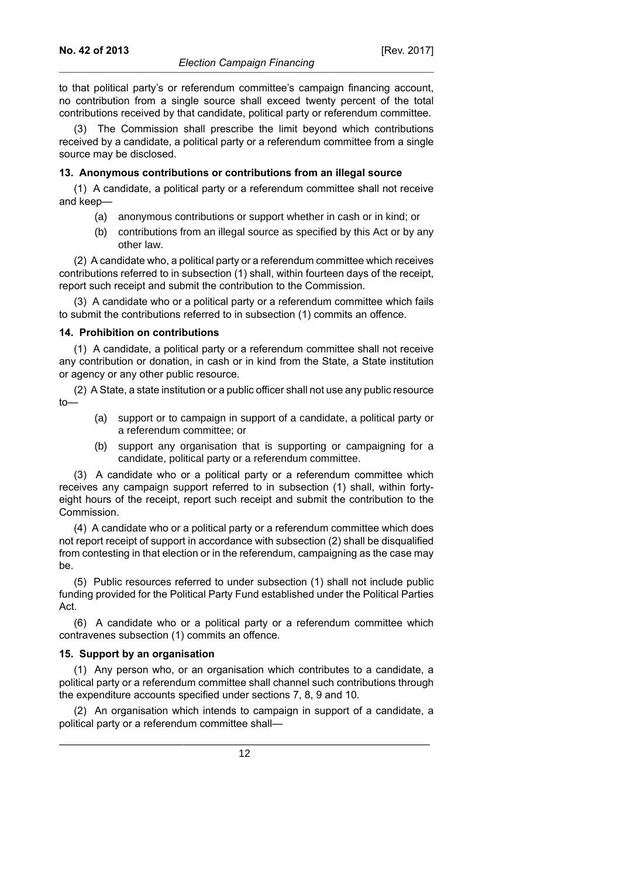to that political party's or referendum committee's campaign financing account, no contribution from a single source shall exceed twenty percent of the total contributions received by that candidate, political party or referendum committee.

(3) The Commission shall prescribe the limit beyond which contributions received by a candidate, a political party or a referendum committee from a single source may be disclosed.

**13. Anonymous contributions or contributions from an illegal source**

(1) A candidate, a political party or a referendum committee shall not receive and keep—

- (a) anonymous contributions or support whether in cash or in kind; or
- (b) contributions from an illegal source as specified by this Act or by any other law.

(2) A candidate who, a political party or a referendum committee which receives contributions referred to in subsection (1) shall, within fourteen days of the receipt, report such receipt and submit the contribution to the Commission.

(3) A candidate who or a political party or a referendum committee which fails to submit the contributions referred to in subsection (1) commits an offence.

**14. Prohibition on contributions**

(1) A candidate, a political party or a referendum committee shall not receive any contribution or donation, in cash or in kind from the State, a State institution or agency or any other public resource.

(2) A State, a state institution or a public officer shall not use any public resource to—

- (a) support or to campaign in support of a candidate, a political party or a referendum committee; or
- (b) support any organisation that is supporting or campaigning for a candidate, political party or a referendum committee.

(3) A candidate who or a political party or a referendum committee which receives any campaign support referred to in subsection (1) shall, within forty-eight hours of the receipt, report such receipt and submit the contribution to the Commission.

(4) A candidate who or a political party or a referendum committee which does not report receipt of support in accordance with subsection (2) shall be disqualified from contesting in that election or in the referendum, campaigning as the case may be.

(5) Public resources referred to under subsection (1) shall not include public funding provided for the Political Party Fund established under the Political Parties Act.

(6) A candidate who or a political party or a referendum committee which contravenes subsection (1) commits an offence.

**15. Support by an organisation**

(1) Any person who, or an organisation which contributes to a candidate, a political party or a referendum committee shall channel such contributions through the expenditure accounts specified under sections 7, 8, 9 and 10.

(2) An organisation which intends to campaign in support of a candidate, a political party or a referendum committee shall—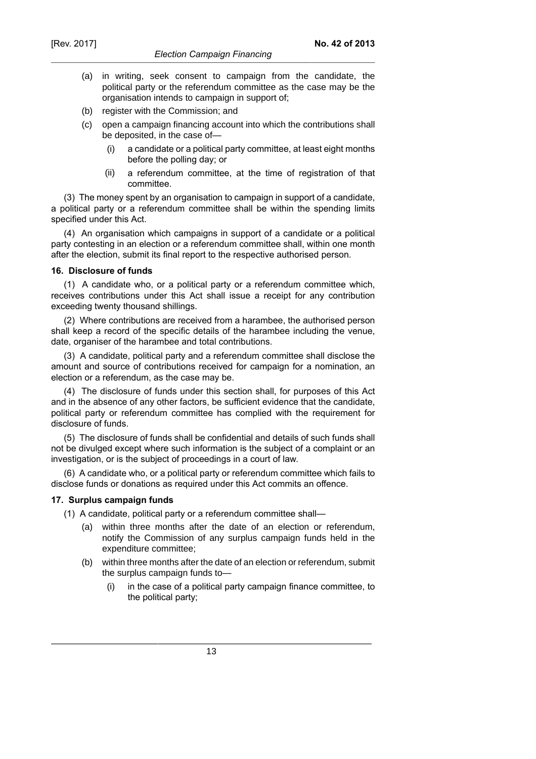(a) in writing, seek consent to campaign from the candidate, the political party or the referendum committee as the case may be the organisation intends to campaign in support of;

(b) register with the Commission; and

(c) open a campaign financing account into which the contributions shall be deposited, in the case of—

  (i) a candidate or a political party committee, at least eight months before the polling day; or

  (ii) a referendum committee, at the time of registration of that committee.

(3) The money spent by an organisation to campaign in support of a candidate, a political party or a referendum committee shall be within the spending limits specified under this Act.

(4) An organisation which campaigns in support of a candidate or a political party contesting in an election or a referendum committee shall, within one month after the election, submit its final report to the respective authorised person.

**16. Disclosure of funds**

(1) A candidate who, or a political party or a referendum committee which, receives contributions under this Act shall issue a receipt for any contribution exceeding twenty thousand shillings.

(2) Where contributions are received from a harambee, the authorised person shall keep a record of the specific details of the harambee including the venue, date, organiser of the harambee and total contributions.

(3) A candidate, political party and a referendum committee shall disclose the amount and source of contributions received for campaign for a nomination, an election or a referendum, as the case may be.

(4) The disclosure of funds under this section shall, for purposes of this Act and in the absence of any other factors, be sufficient evidence that the candidate, political party or referendum committee has complied with the requirement for disclosure of funds.

(5) The disclosure of funds shall be confidential and details of such funds shall not be divulged except where such information is the subject of a complaint or an investigation, or is the subject of proceedings in a court of law.

(6) A candidate who, or a political party or referendum committee which fails to disclose funds or donations as required under this Act commits an offence.

**17. Surplus campaign funds**

(1) A candidate, political party or a referendum committee shall—

(a) within three months after the date of an election or referendum, notify the Commission of any surplus campaign funds held in the expenditure committee;

(b) within three months after the date of an election or referendum, submit the surplus campaign funds to—

  (i) in the case of a political party campaign finance committee, to the political party;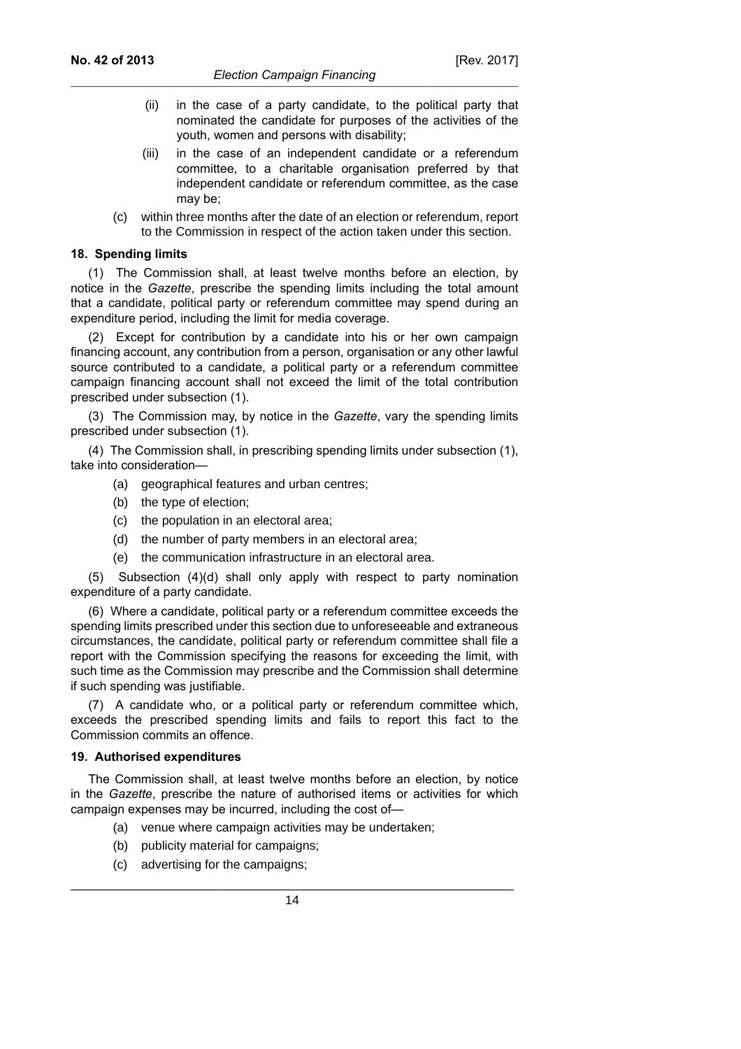(ii) in the case of a party candidate, to the political party that nominated the candidate for purposes of the activities of the youth, women and persons with disability;

(iii) in the case of an independent candidate or a referendum committee, to a charitable organisation preferred by that independent candidate or referendum committee, as the case may be;

(c) within three months after the date of an election or referendum, report to the Commission in respect of the action taken under this section.

**18. Spending limits**

(1) The Commission shall, at least twelve months before an election, by notice in the *Gazette*, prescribe the spending limits including the total amount that a candidate, political party or referendum committee may spend during an expenditure period, including the limit for media coverage.

(2) Except for contribution by a candidate into his or her own campaign financing account, any contribution from a person, organisation or any other lawful source contributed to a candidate, a political party or a referendum committee campaign financing account shall not exceed the limit of the total contribution prescribed under subsection (1).

(3) The Commission may, by notice in the *Gazette*, vary the spending limits prescribed under subsection (1).

(4) The Commission shall, in prescribing spending limits under subsection (1), take into consideration—

(a) geographical features and urban centres;

(b) the type of election;

(c) the population in an electoral area;

(d) the number of party members in an electoral area;

(e) the communication infrastructure in an electoral area.

(5) Subsection (4)(d) shall only apply with respect to party nomination expenditure of a party candidate.

(6) Where a candidate, political party or a referendum committee exceeds the spending limits prescribed under this section due to unforeseeable and extraneous circumstances, the candidate, political party or referendum committee shall file a report with the Commission specifying the reasons for exceeding the limit, with such time as the Commission may prescribe and the Commission shall determine if such spending was justifiable.

(7) A candidate who, or a political party or referendum committee which, exceeds the prescribed spending limits and fails to report this fact to the Commission commits an offence.

**19. Authorised expenditures**

The Commission shall, at least twelve months before an election, by notice in the *Gazette*, prescribe the nature of authorised items or activities for which campaign expenses may be incurred, including the cost of—

(a) venue where campaign activities may be undertaken;

(b) publicity material for campaigns;

(c) advertising for the campaigns;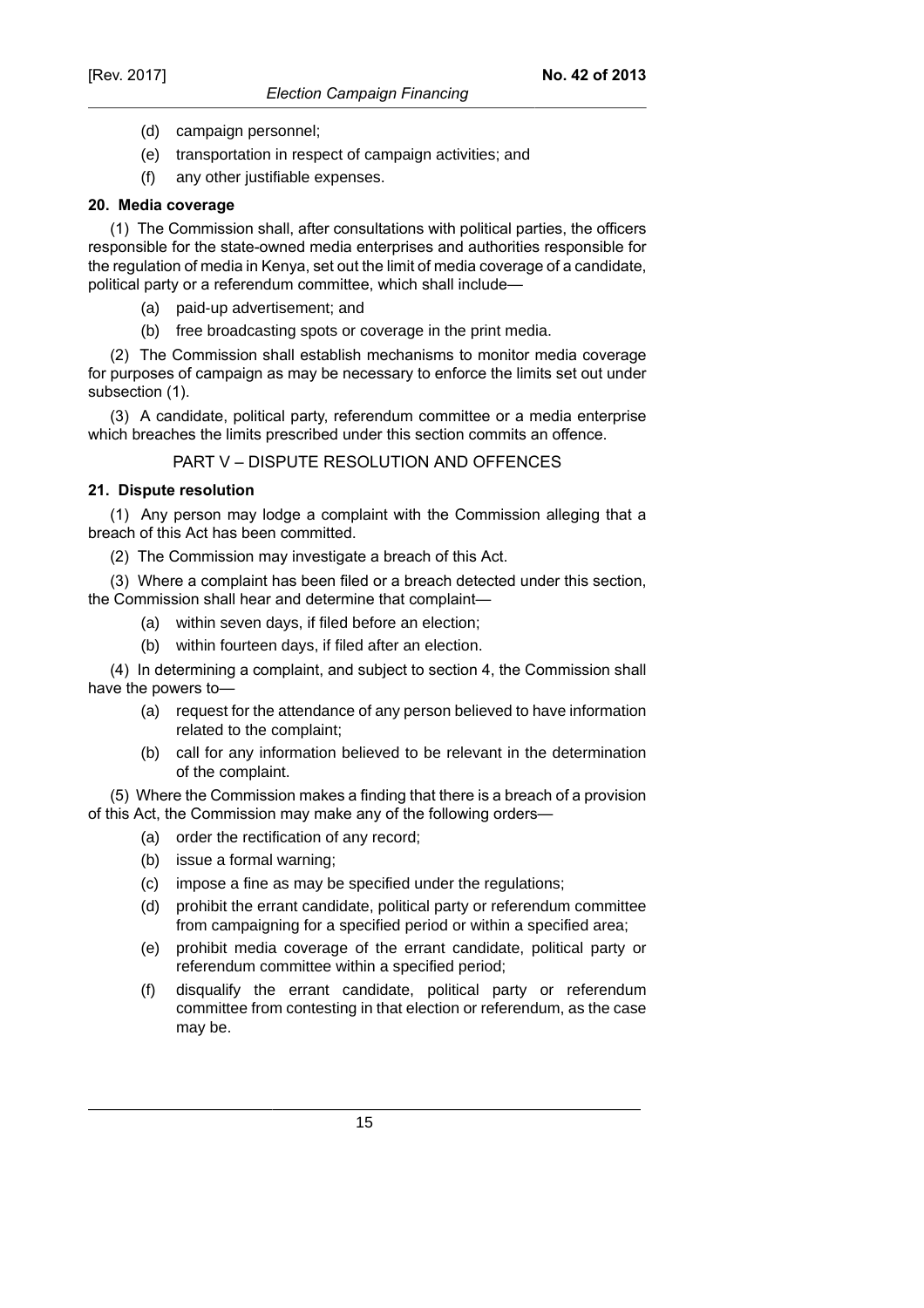(d) campaign personnel;

(e) transportation in respect of campaign activities; and

(f) any other justifiable expenses.

**20. Media coverage**

(1) The Commission shall, after consultations with political parties, the officers responsible for the state-owned media enterprises and authorities responsible for the regulation of media in Kenya, set out the limit of media coverage of a candidate, political party or a referendum committee, which shall include—

(a) paid-up advertisement; and

(b) free broadcasting spots or coverage in the print media.

(2) The Commission shall establish mechanisms to monitor media coverage for purposes of campaign as may be necessary to enforce the limits set out under subsection (1).

(3) A candidate, political party, referendum committee or a media enterprise which breaches the limits prescribed under this section commits an offence.

PART V – DISPUTE RESOLUTION AND OFFENCES

**21. Dispute resolution**

(1) Any person may lodge a complaint with the Commission alleging that a breach of this Act has been committed.

(2) The Commission may investigate a breach of this Act.

(3) Where a complaint has been filed or a breach detected under this section, the Commission shall hear and determine that complaint—

(a) within seven days, if filed before an election;

(b) within fourteen days, if filed after an election.

(4) In determining a complaint, and subject to section 4, the Commission shall have the powers to—

(a) request for the attendance of any person believed to have information related to the complaint;

(b) call for any information believed to be relevant in the determination of the complaint.

(5) Where the Commission makes a finding that there is a breach of a provision of this Act, the Commission may make any of the following orders—

(a) order the rectification of any record;

(b) issue a formal warning;

(c) impose a fine as may be specified under the regulations;

(d) prohibit the errant candidate, political party or referendum committee from campaigning for a specified period or within a specified area;

(e) prohibit media coverage of the errant candidate, political party or referendum committee within a specified period;

(f) disqualify the errant candidate, political party or referendum committee from contesting in that election or referendum, as the case may be.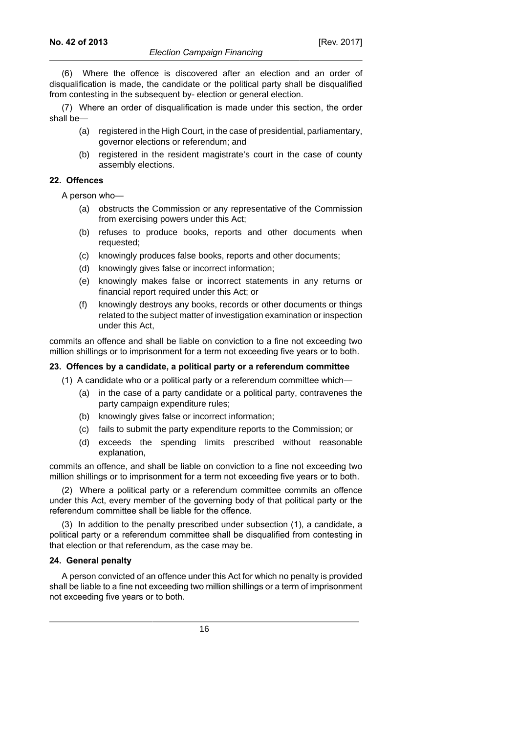(6) Where the offence is discovered after an election and an order of disqualification is made, the candidate or the political party shall be disqualified from contesting in the subsequent by- election or general election.

(7) Where an order of disqualification is made under this section, the order shall be—

(a) registered in the High Court, in the case of presidential, parliamentary, governor elections or referendum; and

(b) registered in the resident magistrate's court in the case of county assembly elections.

### 22. Offences

A person who—

(a) obstructs the Commission or any representative of the Commission from exercising powers under this Act;

(b) refuses to produce books, reports and other documents when requested;

(c) knowingly produces false books, reports and other documents;

(d) knowingly gives false or incorrect information;

(e) knowingly makes false or incorrect statements in any returns or financial report required under this Act; or

(f) knowingly destroys any books, records or other documents or things related to the subject matter of investigation examination or inspection under this Act,

commits an offence and shall be liable on conviction to a fine not exceeding two million shillings or to imprisonment for a term not exceeding five years or to both.

### 23. Offences by a candidate, a political party or a referendum committee

(1) A candidate who or a political party or a referendum committee which—

(a) in the case of a party candidate or a political party, contravenes the party campaign expenditure rules;

(b) knowingly gives false or incorrect information;

(c) fails to submit the party expenditure reports to the Commission; or

(d) exceeds the spending limits prescribed without reasonable explanation,

commits an offence, and shall be liable on conviction to a fine not exceeding two million shillings or to imprisonment for a term not exceeding five years or to both.

(2) Where a political party or a referendum committee commits an offence under this Act, every member of the governing body of that political party or the referendum committee shall be liable for the offence.

(3) In addition to the penalty prescribed under subsection (1), a candidate, a political party or a referendum committee shall be disqualified from contesting in that election or that referendum, as the case may be.

### 24. General penalty

A person convicted of an offence under this Act for which no penalty is provided shall be liable to a fine not exceeding two million shillings or a term of imprisonment not exceeding five years or to both.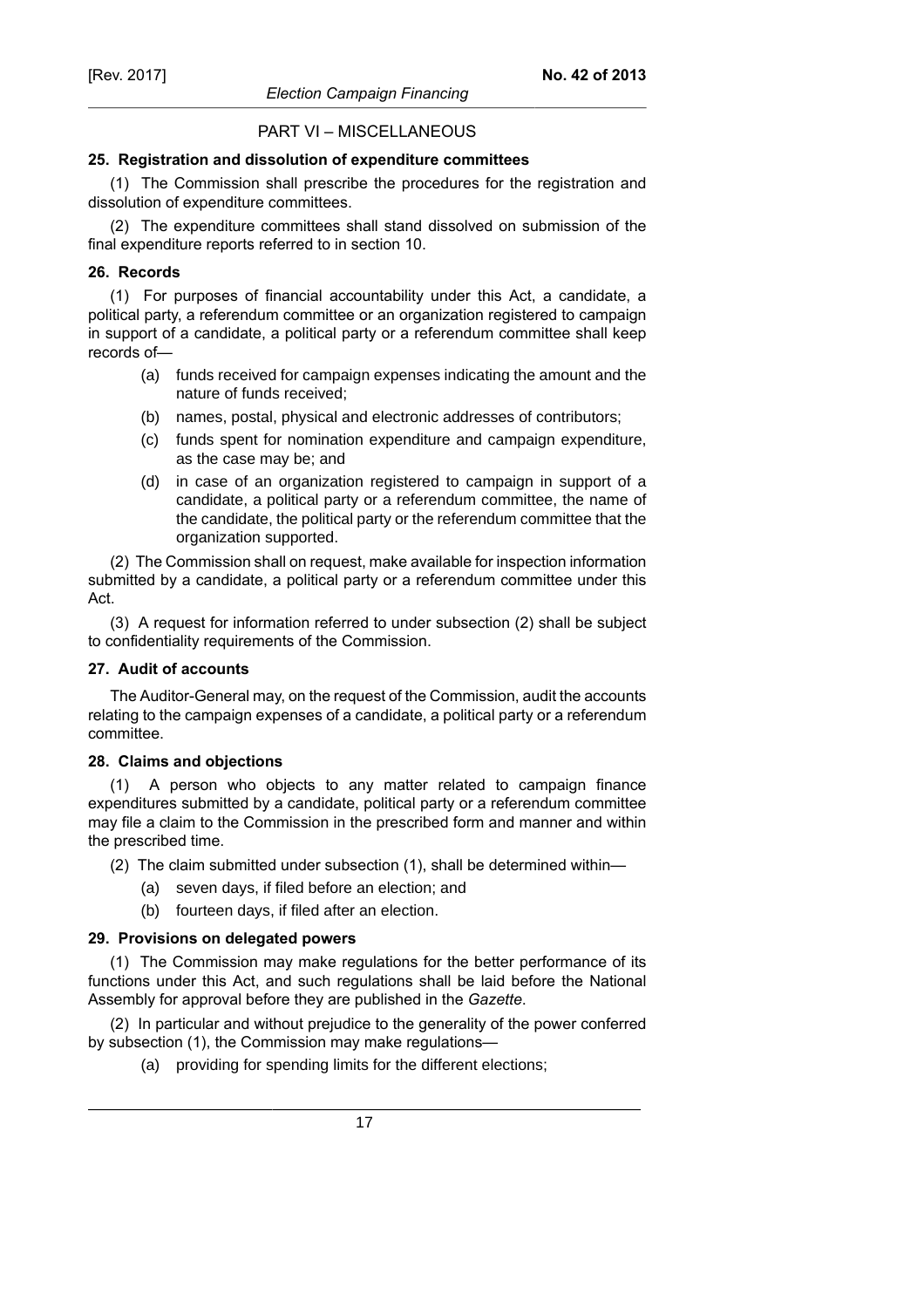## PART VI – MISCELLANEOUS

### 25. Registration and dissolution of expenditure committees

(1) The Commission shall prescribe the procedures for the registration and dissolution of expenditure committees.

(2) The expenditure committees shall stand dissolved on submission of the final expenditure reports referred to in section 10.

### 26. Records

(1) For purposes of financial accountability under this Act, a candidate, a political party, a referendum committee or an organization registered to campaign in support of a candidate, a political party or a referendum committee shall keep records of—

- (a) funds received for campaign expenses indicating the amount and the nature of funds received;
- (b) names, postal, physical and electronic addresses of contributors;
- (c) funds spent for nomination expenditure and campaign expenditure, as the case may be; and
- (d) in case of an organization registered to campaign in support of a candidate, a political party or a referendum committee, the name of the candidate, the political party or the referendum committee that the organization supported.

(2) The Commission shall on request, make available for inspection information submitted by a candidate, a political party or a referendum committee under this Act.

(3) A request for information referred to under subsection (2) shall be subject to confidentiality requirements of the Commission.

### 27. Audit of accounts

The Auditor-General may, on the request of the Commission, audit the accounts relating to the campaign expenses of a candidate, a political party or a referendum committee.

### 28. Claims and objections

(1) A person who objects to any matter related to campaign finance expenditures submitted by a candidate, political party or a referendum committee may file a claim to the Commission in the prescribed form and manner and within the prescribed time.

(2) The claim submitted under subsection (1), shall be determined within—

- (a) seven days, if filed before an election; and
- (b) fourteen days, if filed after an election.

### 29. Provisions on delegated powers

(1) The Commission may make regulations for the better performance of its functions under this Act, and such regulations shall be laid before the National Assembly for approval before they are published in the *Gazette*.

(2) In particular and without prejudice to the generality of the power conferred by subsection (1), the Commission may make regulations—

- (a) providing for spending limits for the different elections;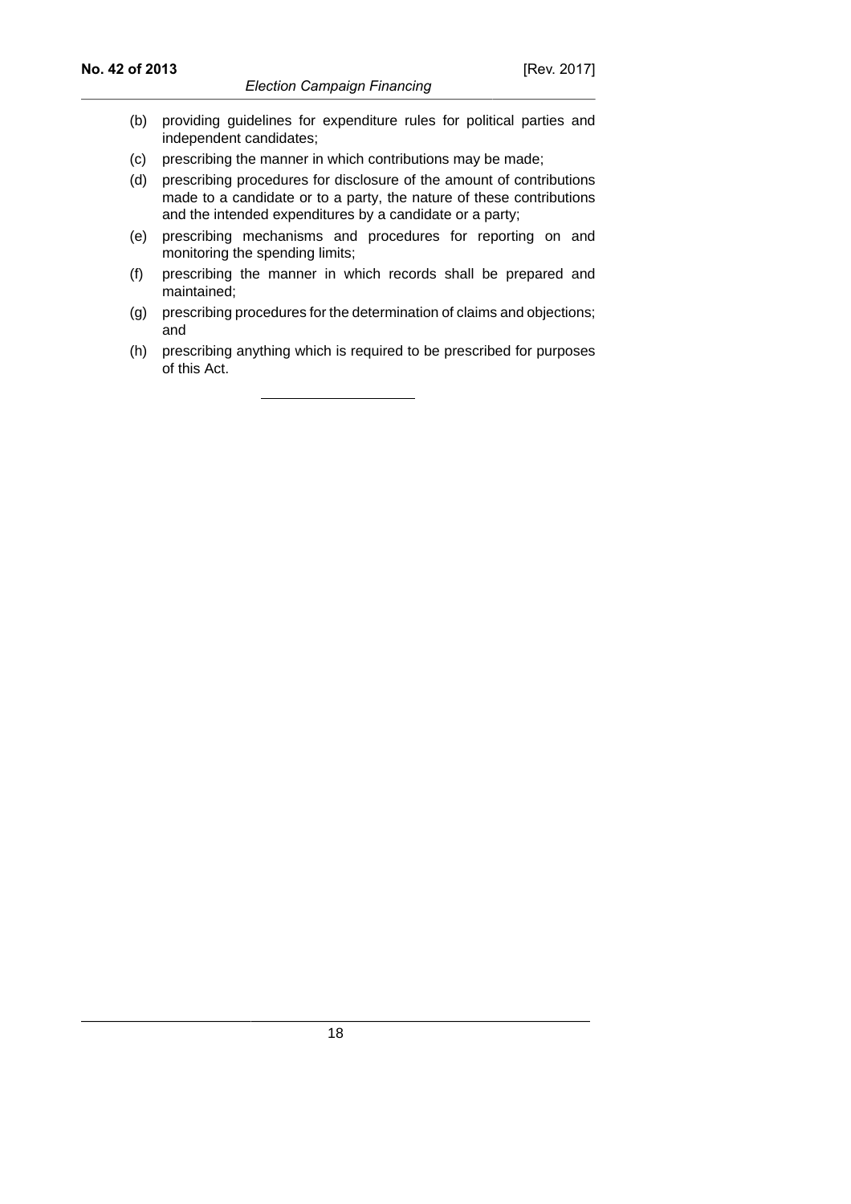(b) providing guidelines for expenditure rules for political parties and independent candidates;

(c) prescribing the manner in which contributions may be made;

(d) prescribing procedures for disclosure of the amount of contributions made to a candidate or to a party, the nature of these contributions and the intended expenditures by a candidate or a party;

(e) prescribing mechanisms and procedures for reporting on and monitoring the spending limits;

(f) prescribing the manner in which records shall be prepared and maintained;

(g) prescribing procedures for the determination of claims and objections; and

(h) prescribing anything which is required to be prescribed for purposes of this Act.